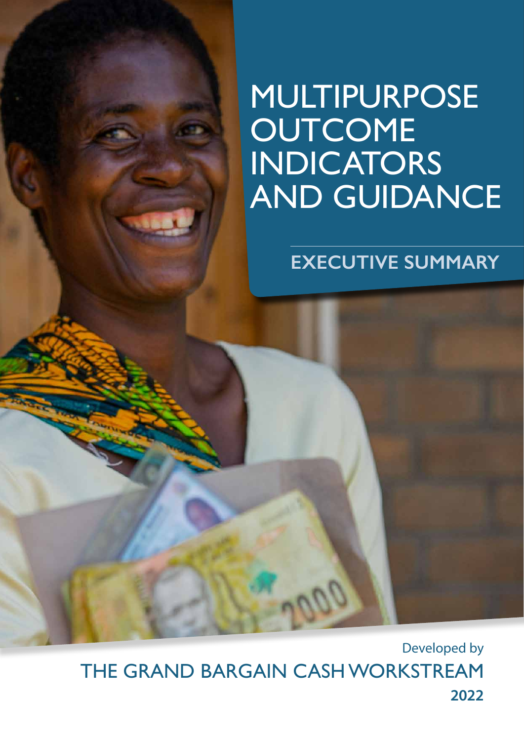# MULTIPURPOSE OUTCOME INDICATORS AND GUIDANCE

## EXECUTIVE SUMMARY

Developed by

THE GRAND BARGAIN CASH WORKSTREAM

**2022**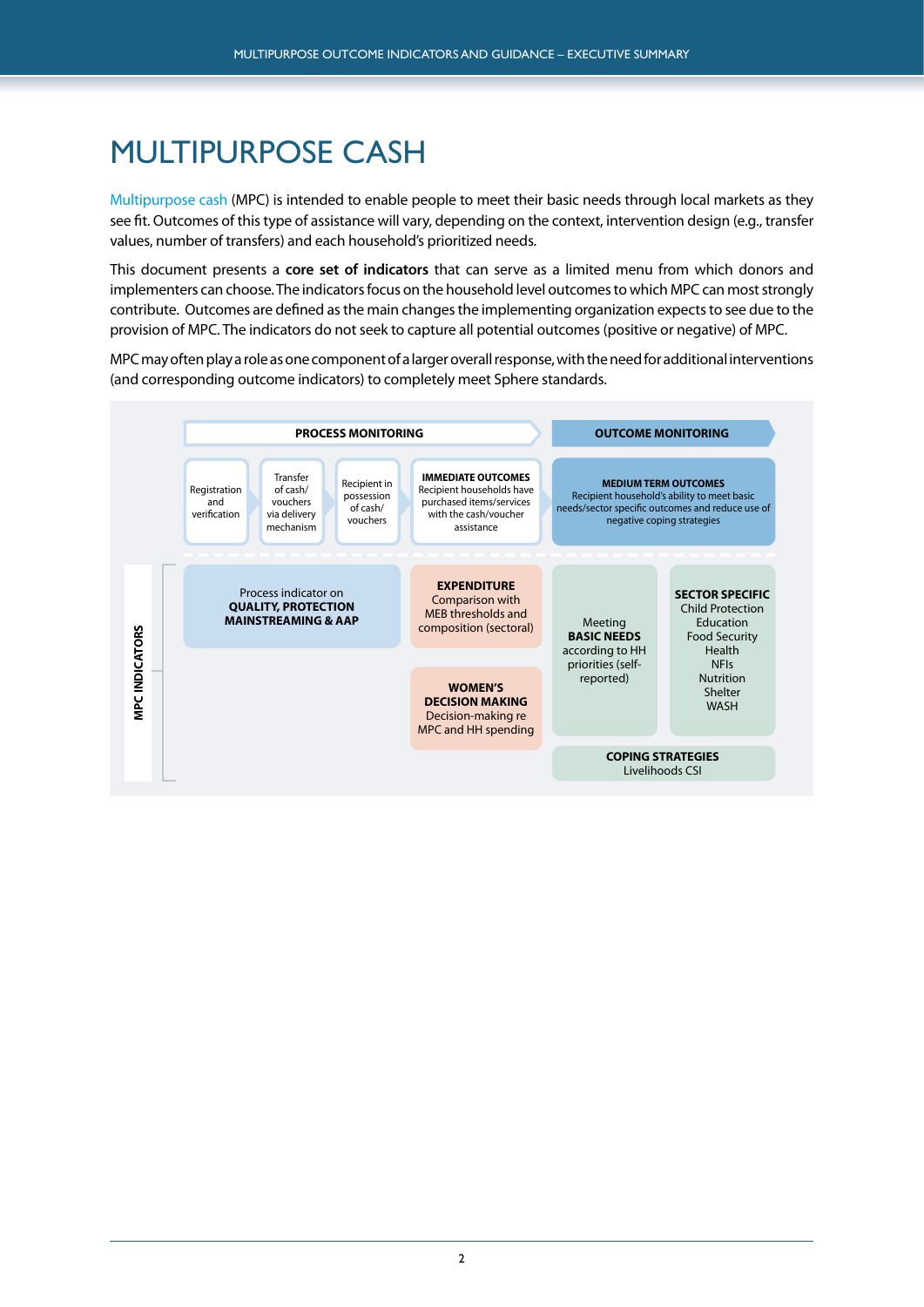# MULTIPURPOSE CASH

Multipurpose cash (MPC) is intended to enable people to meet their basic needs through local markets as they see fit. Outcomes of this type of assistance will vary, depending on the context, intervention design (e.g., transfer values, number of transfers) and each household's prioritized needs.

This document presents a **core set of indicators** that can serve as a limited menu from which donors and implementers can choose. The indicators focus on the household level outcomes to which MPC can most strongly contribute. Outcomes are defined as the main changes the implementing organization expects to see due to the provision of MPC. The indicators do not seek to capture all potential outcomes (positive or negative) of MPC.

MPC may often play a role as one component of a larger overall response, with the need for additional interventions (and corresponding outcome indicators) to completely meet Sphere standards.

**PROCESS MONITORING**

- Registration and verification
- Transfer of cash/vouchers via delivery mechanism
- Recipient in possession of cash/vouchers
- **IMMEDIATE OUTCOMES** Recipient households have purchased items/services with the cash/voucher assistance

**OUTCOME MONITORING**

- **MEDIUM TERM OUTCOMES** Recipient household's ability to meet basic needs/sector specific outcomes and reduce use of negative coping strategies

**MPC INDICATORS**

- Process indicator on **QUALITY, PROTECTION MAINSTREAMING & AAP**
- **EXPENDITURE** Comparison with MEB thresholds and composition (sectoral)
- **WOMEN'S DECISION MAKING** Decision-making re MPC and HH spending
- Meeting **BASIC NEEDS** according to HH priorities (self-reported)
- **SECTOR SPECIFIC** Child Protection, Education, Food Security, Health, NFIs, Nutrition, Shelter, WASH
- **COPING STRATEGIES** Livelihoods CSI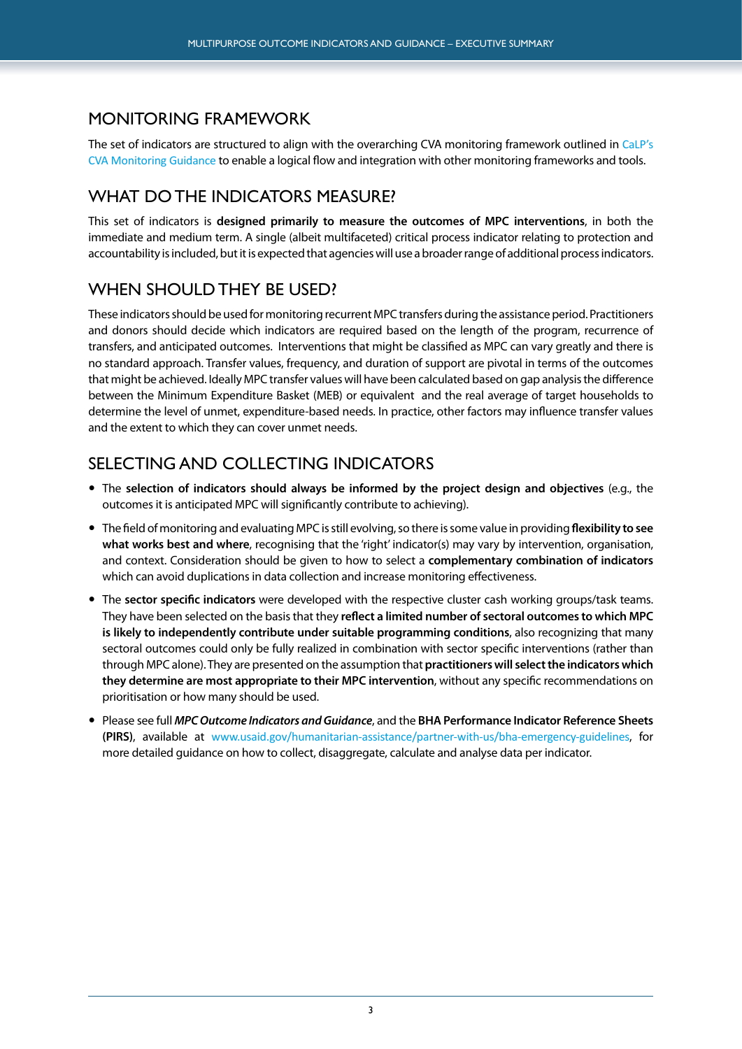## MONITORING FRAMEWORK

The set of indicators are structured to align with the overarching CVA monitoring framework outlined in CaLP's CVA Monitoring Guidance to enable a logical flow and integration with other monitoring frameworks and tools.

## WHAT DO THE INDICATORS MEASURE?

This set of indicators is **designed primarily to measure the outcomes of MPC interventions**, in both the immediate and medium term. A single (albeit multifaceted) critical process indicator relating to protection and accountability is included, but it is expected that agencies will use a broader range of additional process indicators.

## WHEN SHOULD THEY BE USED?

These indicators should be used for monitoring recurrent MPC transfers during the assistance period. Practitioners and donors should decide which indicators are required based on the length of the program, recurrence of transfers, and anticipated outcomes. Interventions that might be classified as MPC can vary greatly and there is no standard approach. Transfer values, frequency, and duration of support are pivotal in terms of the outcomes that might be achieved. Ideally MPC transfer values will have been calculated based on gap analysis the difference between the Minimum Expenditure Basket (MEB) or equivalent and the real average of target households to determine the level of unmet, expenditure-based needs. In practice, other factors may influence transfer values and the extent to which they can cover unmet needs.

## SELECTING AND COLLECTING INDICATORS

- The **selection of indicators should always be informed by the project design and objectives** (e.g., the outcomes it is anticipated MPC will significantly contribute to achieving).
- The field of monitoring and evaluating MPC is still evolving, so there is some value in providing **flexibility to see what works best and where**, recognising that the 'right' indicator(s) may vary by intervention, organisation, and context. Consideration should be given to how to select a **complementary combination of indicators** which can avoid duplications in data collection and increase monitoring effectiveness.
- The **sector specific indicators** were developed with the respective cluster cash working groups/task teams. They have been selected on the basis that they **reflect a limited number of sectoral outcomes to which MPC is likely to independently contribute under suitable programming conditions**, also recognizing that many sectoral outcomes could only be fully realized in combination with sector specific interventions (rather than through MPC alone). They are presented on the assumption that **practitioners will select the indicators which they determine are most appropriate to their MPC intervention**, without any specific recommendations on prioritisation or how many should be used.
- Please see full ***MPC Outcome Indicators and Guidance***, and the **BHA Performance Indicator Reference Sheets (PIRS)**, available at www.usaid.gov/humanitarian-assistance/partner-with-us/bha-emergency-guidelines, for more detailed guidance on how to collect, disaggregate, calculate and analyse data per indicator.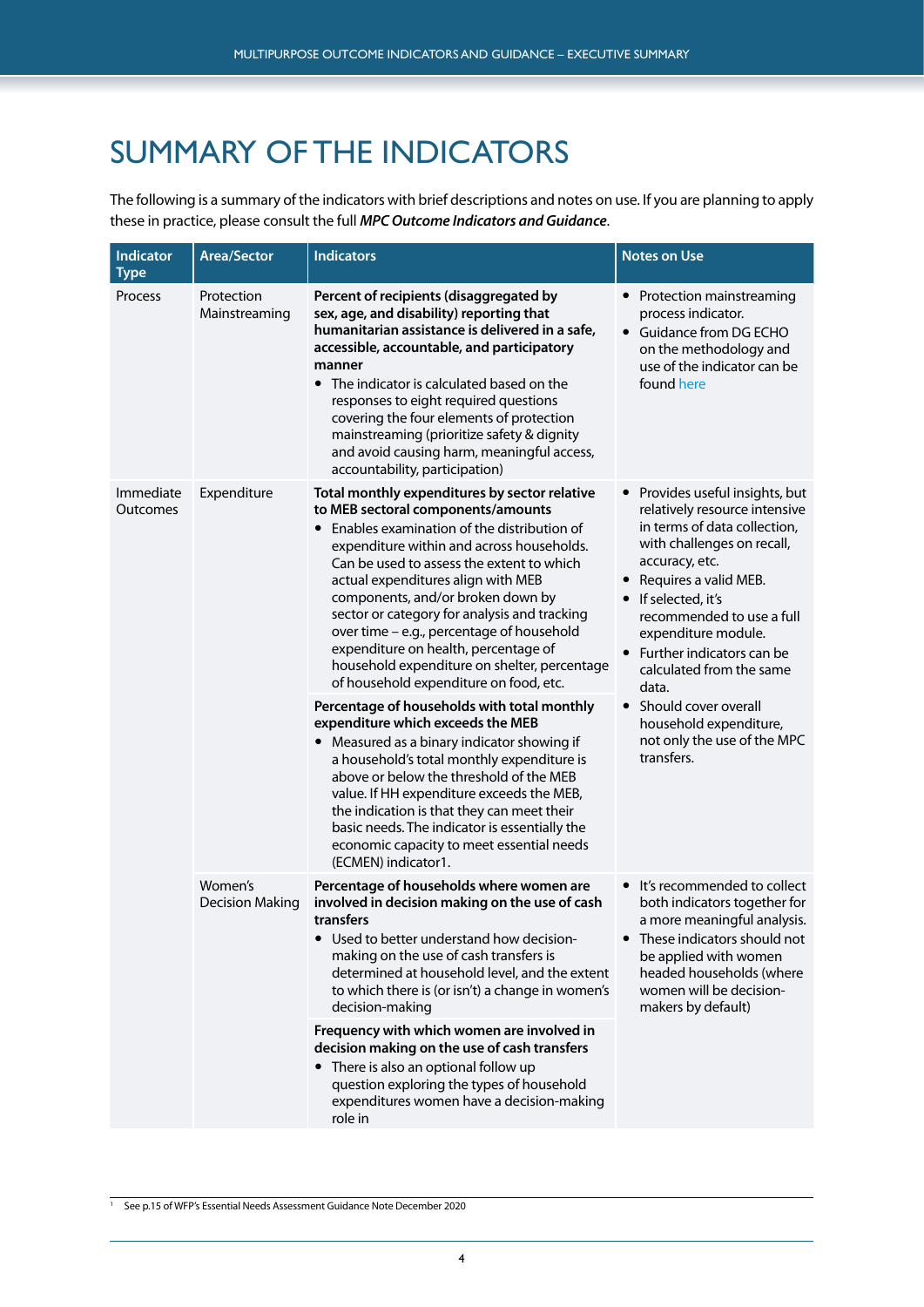# SUMMARY OF THE INDICATORS

The following is a summary of the indicators with brief descriptions and notes on use. If you are planning to apply these in practice, please consult the full ***MPC Outcome Indicators and Guidance***.

| Indicator Type | Area/Sector | Indicators | Notes on Use |
|---|---|---|---|
| Process | Protection Mainstreaming | **Percent of recipients (disaggregated by sex, age, and disability) reporting that humanitarian assistance is delivered in a safe, accessible, accountable, and participatory manner**<br>• The indicator is calculated based on the responses to eight required questions covering the four elements of protection mainstreaming (prioritize safety & dignity and avoid causing harm, meaningful access, accountability, participation) | • Protection mainstreaming process indicator.<br>• Guidance from DG ECHO on the methodology and use of the indicator can be found here |
| Immediate Outcomes | Expenditure | **Total monthly expenditures by sector relative to MEB sectoral components/amounts**<br>• Enables examination of the distribution of expenditure within and across households. Can be used to assess the extent to which actual expenditures align with MEB components, and/or broken down by sector or category for analysis and tracking over time – e.g., percentage of household expenditure on health, percentage of household expenditure on shelter, percentage of household expenditure on food, etc.<br><br>**Percentage of households with total monthly expenditure which exceeds the MEB**<br>• Measured as a binary indicator showing if a household's total monthly expenditure is above or below the threshold of the MEB value. If HH expenditure exceeds the MEB, the indication is that they can meet their basic needs. The indicator is essentially the economic capacity to meet essential needs (ECMEN) indicator[1]. | • Provides useful insights, but relatively resource intensive in terms of data collection, with challenges on recall, accuracy, etc.<br>• Requires a valid MEB.<br>• If selected, it's recommended to use a full expenditure module.<br>• Further indicators can be calculated from the same data.<br>• Should cover overall household expenditure, not only the use of the MPC transfers. |
| | Women's Decision Making | **Percentage of households where women are involved in decision making on the use of cash transfers**<br>• Used to better understand how decision-making on the use of cash transfers is determined at household level, and the extent to which there is (or isn't) a change in women's decision-making<br><br>**Frequency with which women are involved in decision making on the use of cash transfers**<br>• There is also an optional follow up question exploring the types of household expenditures women have a decision-making role in | • It's recommended to collect both indicators together for a more meaningful analysis.<br>• These indicators should not be applied with women headed households (where women will be decision-makers by default) |

[1] See p.15 of WFP's Essential Needs Assessment Guidance Note December 2020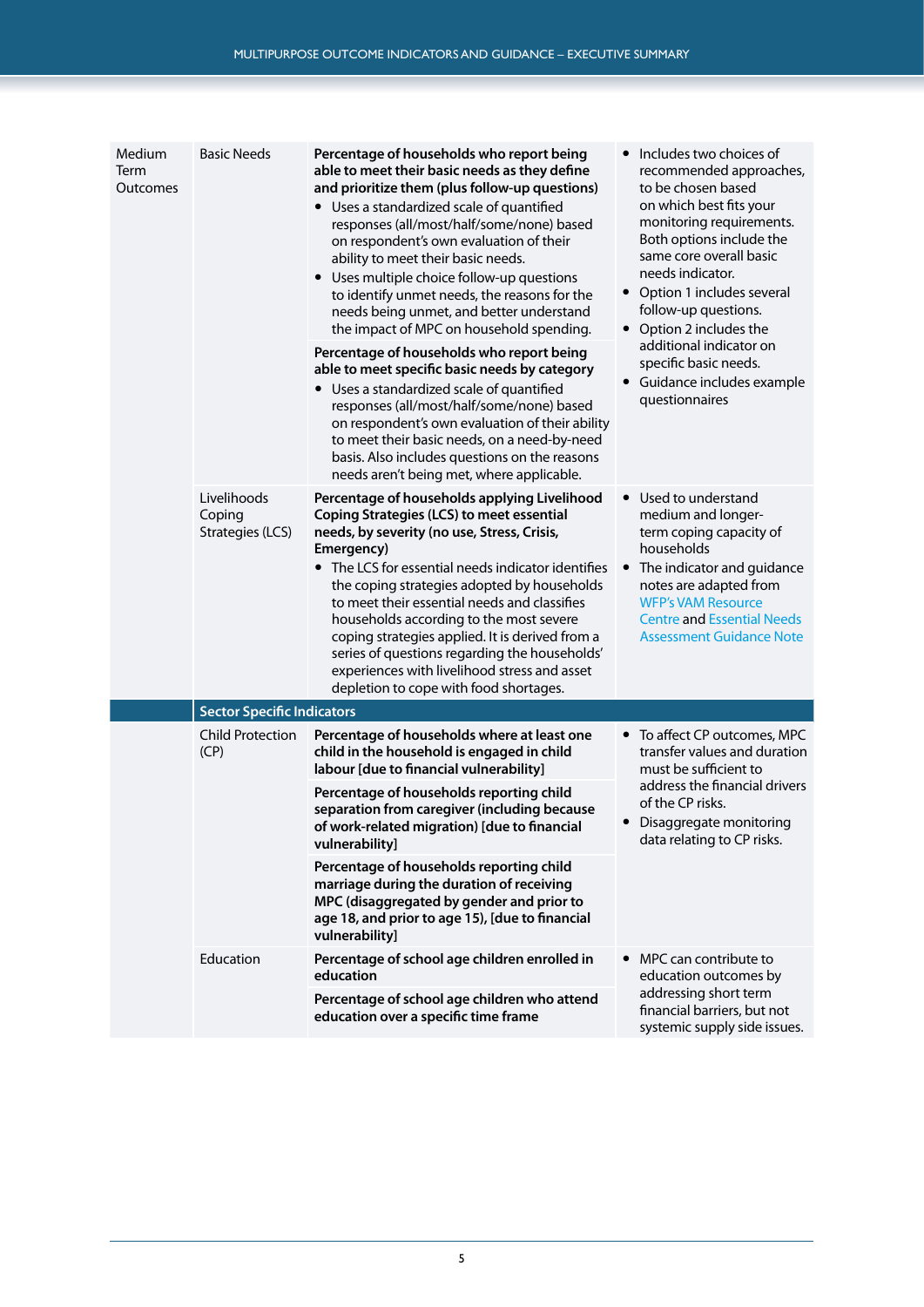| | | | |
|---|---|---|---|
| Medium Term Outcomes | Basic Needs | **Percentage of households who report being able to meet their basic needs as they define and prioritize them (plus follow-up questions)**<br>• Uses a standardized scale of quantified responses (all/most/half/some/none) based on respondent's own evaluation of their ability to meet their basic needs.<br>• Uses multiple choice follow-up questions to identify unmet needs, the reasons for the needs being unmet, and better understand the impact of MPC on household spending. | • Includes two choices of recommended approaches, to be chosen based on which best fits your monitoring requirements. Both options include the same core overall basic needs indicator.<br>• Option 1 includes several follow-up questions.<br>• Option 2 includes the additional indicator on specific basic needs.<br>• Guidance includes example questionnaires |
| | | **Percentage of households who report being able to meet specific basic needs by category**<br>• Uses a standardized scale of quantified responses (all/most/half/some/none) based on respondent's own evaluation of their ability to meet their basic needs, on a need-by-need basis. Also includes questions on the reasons needs aren't being met, where applicable. | |
| | Livelihoods Coping Strategies (LCS) | **Percentage of households applying Livelihood Coping Strategies (LCS) to meet essential needs, by severity (no use, Stress, Crisis, Emergency)**<br>• The LCS for essential needs indicator identifies the coping strategies adopted by households to meet their essential needs and classifies households according to the most severe coping strategies applied. It is derived from a series of questions regarding the households' experiences with livelihood stress and asset depletion to cope with food shortages. | • Used to understand medium and longer-term coping capacity of households<br>• The indicator and guidance notes are adapted from WFP's VAM Resource Centre and Essential Needs Assessment Guidance Note |
| | **Sector Specific Indicators** | | |
| | Child Protection (CP) | **Percentage of households where at least one child in the household is engaged in child labour [due to financial vulnerability]** | • To affect CP outcomes, MPC transfer values and duration must be sufficient to address the financial drivers of the CP risks.<br>• Disaggregate monitoring data relating to CP risks. |
| | | **Percentage of households reporting child separation from caregiver (including because of work-related migration) [due to financial vulnerability]** | |
| | | **Percentage of households reporting child marriage during the duration of receiving MPC (disaggregated by gender and prior to age 18, and prior to age 15), [due to financial vulnerability]** | |
| | Education | **Percentage of school age children enrolled in education** | • MPC can contribute to education outcomes by addressing short term financial barriers, but not systemic supply side issues. |
| | | **Percentage of school age children who attend education over a specific time frame** | |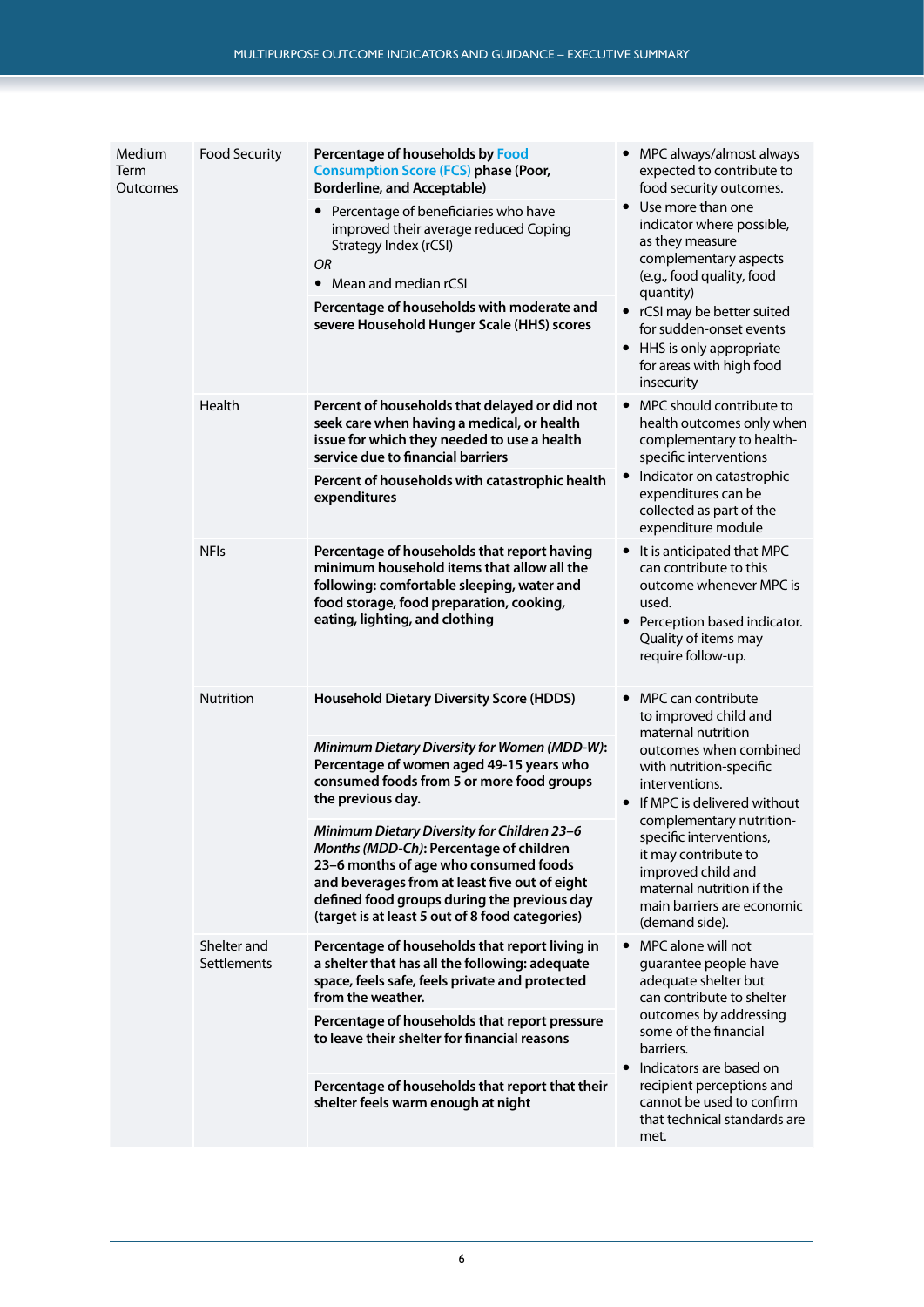| | | | |
|---|---|---|---|
| Medium Term Outcomes | Food Security | **Percentage of households by Food Consumption Score (FCS) phase (Poor, Borderline, and Acceptable)** | • MPC always/almost always expected to contribute to food security outcomes.<br>• Use more than one indicator where possible, as they measure complementary aspects (e.g., food quality, food quantity)<br>• rCSI may be better suited for sudden-onset events<br>• HHS is only appropriate for areas with high food insecurity |
| | | • Percentage of beneficiaries who have improved their average reduced Coping Strategy Index (rCSI)<br>*OR*<br>• Mean and median rCSI | |
| | | **Percentage of households with moderate and severe Household Hunger Scale (HHS) scores** | |
| | Health | **Percent of households that delayed or did not seek care when having a medical, or health issue for which they needed to use a health service due to financial barriers** | • MPC should contribute to health outcomes only when complementary to health-specific interventions<br>• Indicator on catastrophic expenditures can be collected as part of the expenditure module |
| | | **Percent of households with catastrophic health expenditures** | |
| | NFIs | **Percentage of households that report having minimum household items that allow all the following: comfortable sleeping, water and food storage, food preparation, cooking, eating, lighting, and clothing** | • It is anticipated that MPC can contribute to this outcome whenever MPC is used.<br>• Perception based indicator. Quality of items may require follow-up. |
| | Nutrition | **Household Dietary Diversity Score (HDDS)** | • MPC can contribute to improved child and maternal nutrition outcomes when combined with nutrition-specific interventions.<br>• If MPC is delivered without complementary nutrition-specific interventions, it may contribute to improved child and maternal nutrition if the main barriers are economic (demand side). |
| | | ***Minimum Dietary Diversity for Women (MDD-W)*: Percentage of women aged 49-15 years who consumed foods from 5 or more food groups the previous day.** | |
| | | ***Minimum Dietary Diversity for Children 23–6 Months (MDD-Ch)*: Percentage of children 23–6 months of age who consumed foods and beverages from at least five out of eight defined food groups during the previous day (target is at least 5 out of 8 food categories)** | |
| | Shelter and Settlements | **Percentage of households that report living in a shelter that has all the following: adequate space, feels safe, feels private and protected from the weather.** | • MPC alone will not guarantee people have adequate shelter but can contribute to shelter outcomes by addressing some of the financial barriers.<br>• Indicators are based on recipient perceptions and cannot be used to confirm that technical standards are met. |
| | | **Percentage of households that report pressure to leave their shelter for financial reasons** | |
| | | **Percentage of households that report that their shelter feels warm enough at night** | |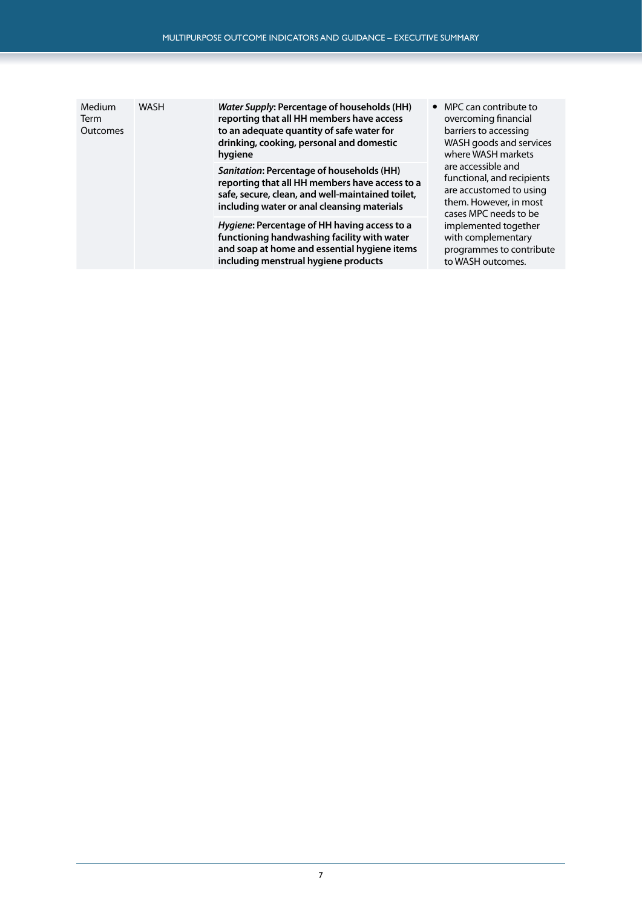| | | | |
|---|---|---|---|
| Medium Term Outcomes | WASH | ***Water Supply*: Percentage of households (HH) reporting that all HH members have access to an adequate quantity of safe water for drinking, cooking, personal and domestic hygiene** | • MPC can contribute to overcoming financial barriers to accessing WASH goods and services where WASH markets are accessible and functional, and recipients are accustomed to using them. However, in most cases MPC needs to be implemented together with complementary programmes to contribute to WASH outcomes. |
| | | ***Sanitation*: Percentage of households (HH) reporting that all HH members have access to a safe, secure, clean, and well-maintained toilet, including water or anal cleansing materials** | |
| | | ***Hygiene*: Percentage of HH having access to a functioning handwashing facility with water and soap at home and essential hygiene items including menstrual hygiene products** | |